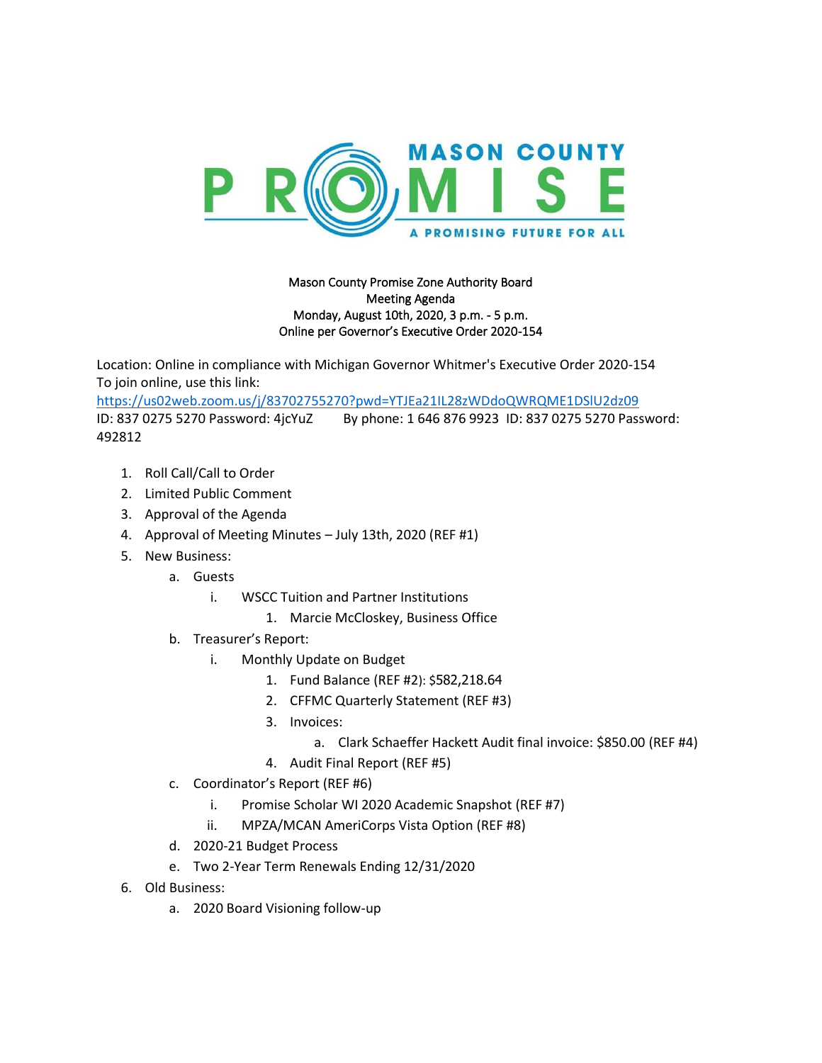MASON COUNTY PROMISE

A PROMISING FUTURE FOR ALL

Mason County Promise Zone Authority Board
Meeting Agenda
Monday, August 10th, 2020, 3 p.m. - 5 p.m.
Online per Governor's Executive Order 2020-154

Location: Online in compliance with Michigan Governor Whitmer's Executive Order 2020-154
To join online, use this link:
https://us02web.zoom.us/j/83702755270?pwd=YTJEa21IL28zWDdoQWRQME1DSlU2dz09
ID: 837 0275 5270 Password: 4jcYuZ By phone: 1 646 876 9923 ID: 837 0275 5270 Password: 492812

1. Roll Call/Call to Order
2. Limited Public Comment
3. Approval of the Agenda
4. Approval of Meeting Minutes – July 13th, 2020 (REF #1)
5. New Business:
   a. Guests
      i. WSCC Tuition and Partner Institutions
         1. Marcie McCloskey, Business Office
   b. Treasurer's Report:
      i. Monthly Update on Budget
         1. Fund Balance (REF #2): $582,218.64
         2. CFFMC Quarterly Statement (REF #3)
         3. Invoices:
            a. Clark Schaeffer Hackett Audit final invoice: $850.00 (REF #4)
         4. Audit Final Report (REF #5)
   c. Coordinator's Report (REF #6)
      i. Promise Scholar WI 2020 Academic Snapshot (REF #7)
      ii. MPZA/MCAN AmeriCorps Vista Option (REF #8)
   d. 2020-21 Budget Process
   e. Two 2-Year Term Renewals Ending 12/31/2020
6. Old Business:
   a. 2020 Board Visioning follow-up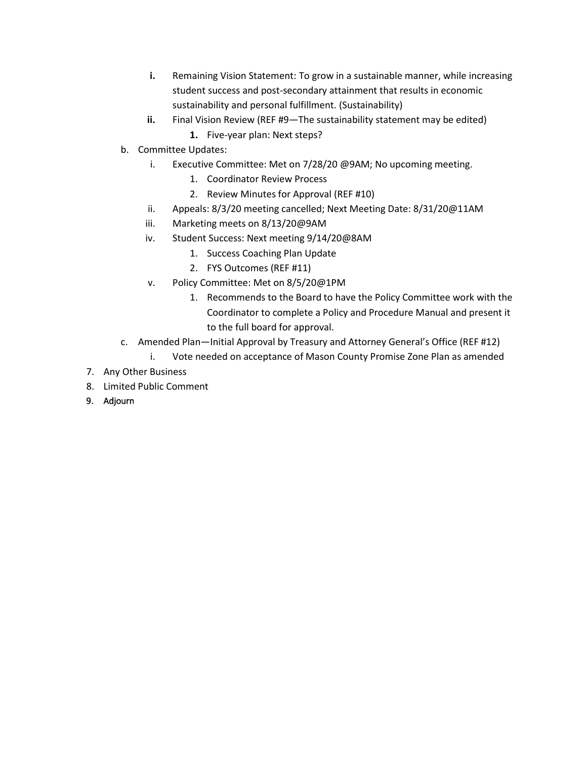- **i.** Remaining Vision Statement: To grow in a sustainable manner, while increasing student success and post-secondary attainment that results in economic sustainability and personal fulfillment. (Sustainability)
- **ii.** Final Vision Review (REF #9—The sustainability statement may be edited)
  - **1.** Five-year plan: Next steps?

b. Committee Updates:

- i. Executive Committee: Met on 7/28/20 @9AM; No upcoming meeting.
  1. Coordinator Review Process
  2. Review Minutes for Approval (REF #10)
- ii. Appeals: 8/3/20 meeting cancelled; Next Meeting Date: 8/31/20@11AM
- iii. Marketing meets on 8/13/20@9AM
- iv. Student Success: Next meeting 9/14/20@8AM
  1. Success Coaching Plan Update
  2. FYS Outcomes (REF #11)
- v. Policy Committee: Met on 8/5/20@1PM
  1. Recommends to the Board to have the Policy Committee work with the Coordinator to complete a Policy and Procedure Manual and present it to the full board for approval.

c. Amended Plan—Initial Approval by Treasury and Attorney General's Office (REF #12)

- i. Vote needed on acceptance of Mason County Promise Zone Plan as amended

7. Any Other Business
8. Limited Public Comment
9. Adjourn